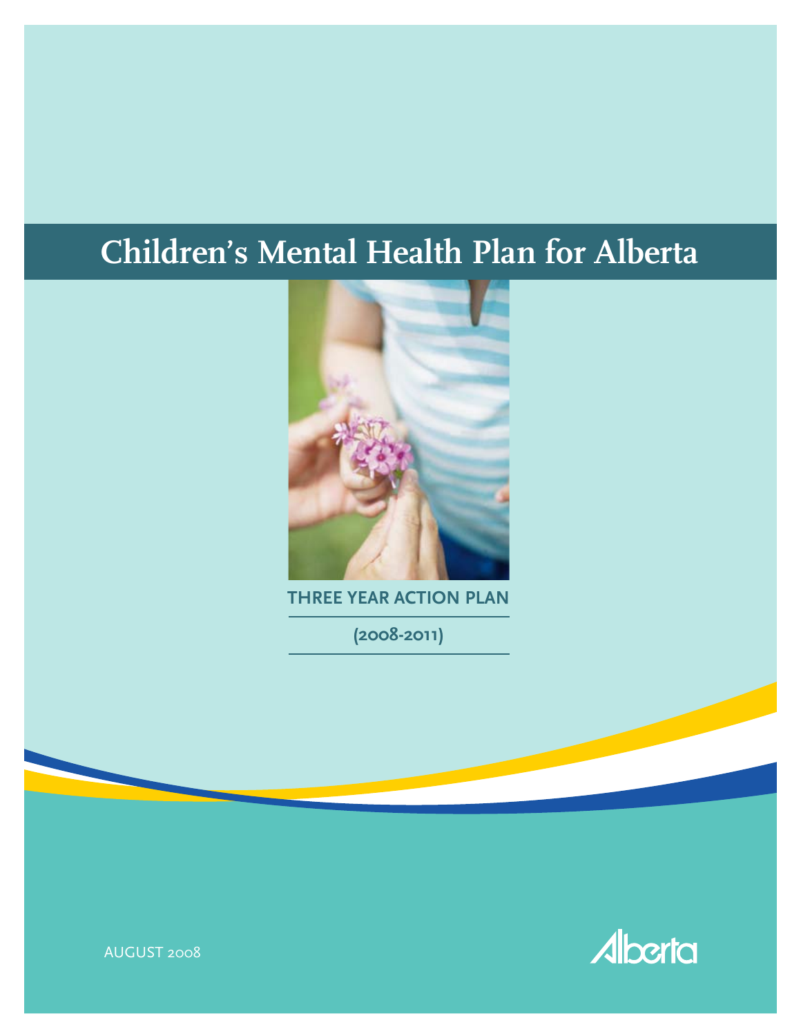# Children's Mental Health Plan for Alberta

THREE YEAR ACTION PLAN

(2008-2011)

AUGUST 2008

Alberta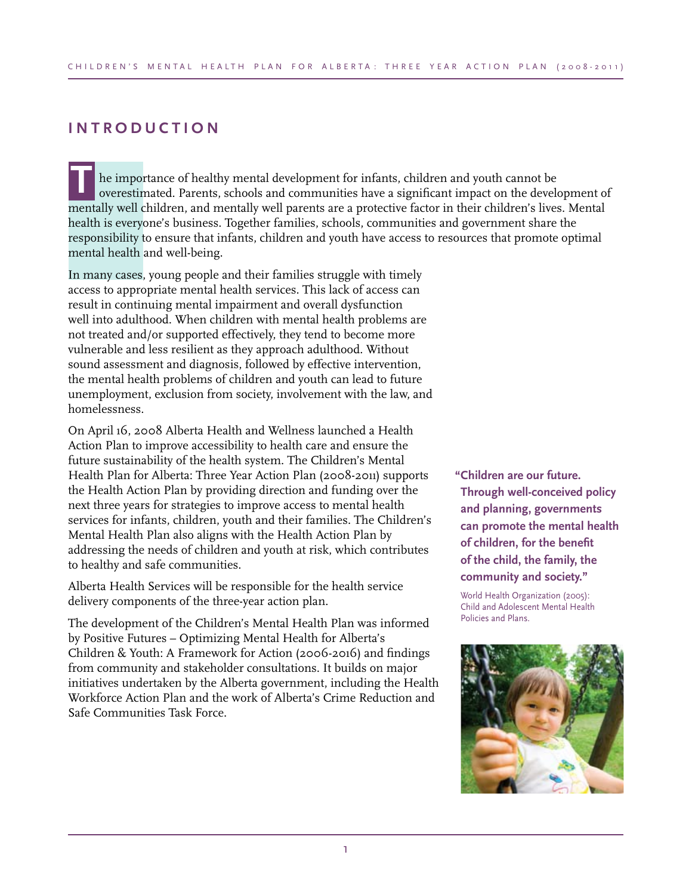## INTRODUCTION

The importance of healthy mental development for infants, children and youth cannot be overestimated. Parents, schools and communities have a significant impact on the development of mentally well children, and mentally well parents are a protective factor in their children's lives. Mental health is everyone's business. Together families, schools, communities and government share the responsibility to ensure that infants, children and youth have access to resources that promote optimal mental health and well-being.

In many cases, young people and their families struggle with timely access to appropriate mental health services. This lack of access can result in continuing mental impairment and overall dysfunction well into adulthood. When children with mental health problems are not treated and/or supported effectively, they tend to become more vulnerable and less resilient as they approach adulthood. Without sound assessment and diagnosis, followed by effective intervention, the mental health problems of children and youth can lead to future unemployment, exclusion from society, involvement with the law, and homelessness.

On April 16, 2008 Alberta Health and Wellness launched a Health Action Plan to improve accessibility to health care and ensure the future sustainability of the health system. The Children's Mental Health Plan for Alberta: Three Year Action Plan (2008-2011) supports the Health Action Plan by providing direction and funding over the next three years for strategies to improve access to mental health services for infants, children, youth and their families. The Children's Mental Health Plan also aligns with the Health Action Plan by addressing the needs of children and youth at risk, which contributes to healthy and safe communities.

Alberta Health Services will be responsible for the health service delivery components of the three-year action plan.

The development of the Children's Mental Health Plan was informed by Positive Futures – Optimizing Mental Health for Alberta's Children & Youth: A Framework for Action (2006-2016) and findings from community and stakeholder consultations. It builds on major initiatives undertaken by the Alberta government, including the Health Workforce Action Plan and the work of Alberta's Crime Reduction and Safe Communities Task Force.

**"Children are our future. Through well-conceived policy and planning, governments can promote the mental health of children, for the benefit of the child, the family, the community and society."**

World Health Organization (2005): Child and Adolescent Mental Health Policies and Plans.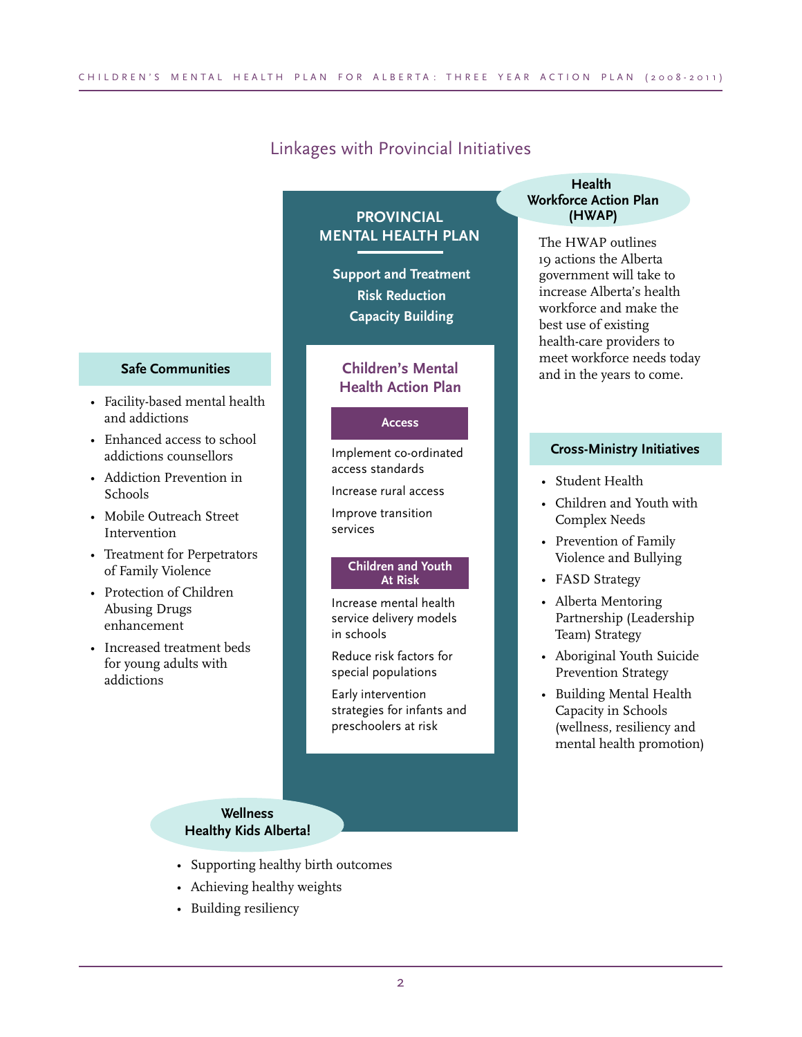## Linkages with Provincial Initiatives

### PROVINCIAL MENTAL HEALTH PLAN

**Support and Treatment**
**Risk Reduction**
**Capacity Building**

#### Children's Mental Health Action Plan

**Access**

Implement co-ordinated access standards

Increase rural access

Improve transition services

**Children and Youth At Risk**

Increase mental health service delivery models in schools

Reduce risk factors for special populations

Early intervention strategies for infants and preschoolers at risk

### Health Workforce Action Plan (HWAP)

The HWAP outlines 19 actions the Alberta government will take to increase Alberta's health workforce and make the best use of existing health-care providers to meet workforce needs today and in the years to come.

### Safe Communities

- Facility-based mental health and addictions
- Enhanced access to school addictions counsellors
- Addiction Prevention in Schools
- Mobile Outreach Street Intervention
- Treatment for Perpetrators of Family Violence
- Protection of Children Abusing Drugs enhancement
- Increased treatment beds for young adults with addictions

### Cross-Ministry Initiatives

- Student Health
- Children and Youth with Complex Needs
- Prevention of Family Violence and Bullying
- FASD Strategy
- Alberta Mentoring Partnership (Leadership Team) Strategy
- Aboriginal Youth Suicide Prevention Strategy
- Building Mental Health Capacity in Schools (wellness, resiliency and mental health promotion)

### Wellness Healthy Kids Alberta!

- Supporting healthy birth outcomes
- Achieving healthy weights
- Building resiliency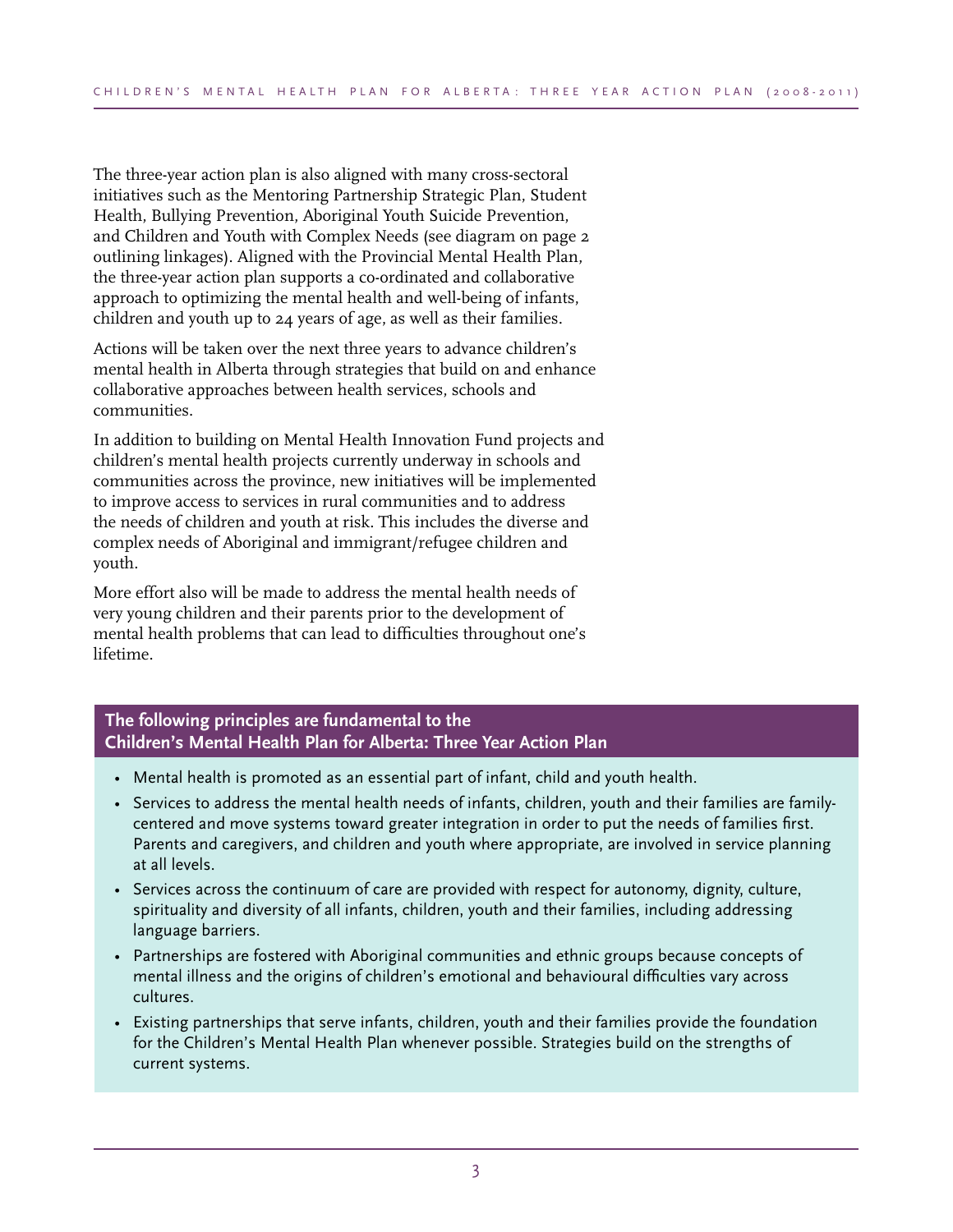The three-year action plan is also aligned with many cross-sectoral initiatives such as the Mentoring Partnership Strategic Plan, Student Health, Bullying Prevention, Aboriginal Youth Suicide Prevention, and Children and Youth with Complex Needs (see diagram on page 2 outlining linkages). Aligned with the Provincial Mental Health Plan, the three-year action plan supports a co-ordinated and collaborative approach to optimizing the mental health and well-being of infants, children and youth up to 24 years of age, as well as their families.

Actions will be taken over the next three years to advance children's mental health in Alberta through strategies that build on and enhance collaborative approaches between health services, schools and communities.

In addition to building on Mental Health Innovation Fund projects and children's mental health projects currently underway in schools and communities across the province, new initiatives will be implemented to improve access to services in rural communities and to address the needs of children and youth at risk. This includes the diverse and complex needs of Aboriginal and immigrant/refugee children and youth.

More effort also will be made to address the mental health needs of very young children and their parents prior to the development of mental health problems that can lead to difficulties throughout one's lifetime.

**The following principles are fundamental to the Children's Mental Health Plan for Alberta: Three Year Action Plan**

- Mental health is promoted as an essential part of infant, child and youth health.
- Services to address the mental health needs of infants, children, youth and their families are family-centered and move systems toward greater integration in order to put the needs of families first. Parents and caregivers, and children and youth where appropriate, are involved in service planning at all levels.
- Services across the continuum of care are provided with respect for autonomy, dignity, culture, spirituality and diversity of all infants, children, youth and their families, including addressing language barriers.
- Partnerships are fostered with Aboriginal communities and ethnic groups because concepts of mental illness and the origins of children's emotional and behavioural difficulties vary across cultures.
- Existing partnerships that serve infants, children, youth and their families provide the foundation for the Children's Mental Health Plan whenever possible. Strategies build on the strengths of current systems.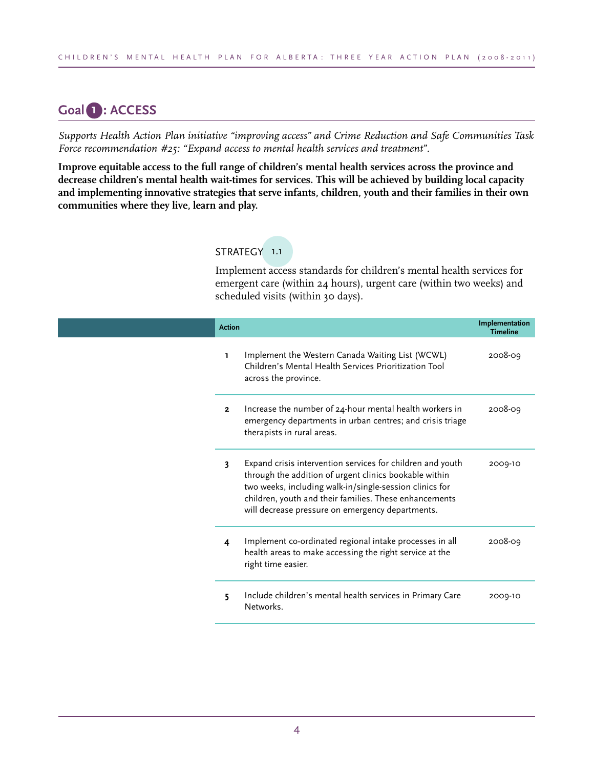## Goal 1: ACCESS

*Supports Health Action Plan initiative "improving access" and Crime Reduction and Safe Communities Task Force recommendation #25: "Expand access to mental health services and treatment".*

**Improve equitable access to the full range of children's mental health services across the province and decrease children's mental health wait-times for services. This will be achieved by building local capacity and implementing innovative strategies that serve infants, children, youth and their families in their own communities where they live, learn and play.**

### STRATEGY 1.1

Implement access standards for children's mental health services for emergent care (within 24 hours), urgent care (within two weeks) and scheduled visits (within 30 days).

| | Action | Implementation Timeline |
|---|---|---|
| 1 | Implement the Western Canada Waiting List (WCWL) Children's Mental Health Services Prioritization Tool across the province. | 2008-09 |
| 2 | Increase the number of 24-hour mental health workers in emergency departments in urban centres; and crisis triage therapists in rural areas. | 2008-09 |
| 3 | Expand crisis intervention services for children and youth through the addition of urgent clinics bookable within two weeks, including walk-in/single-session clinics for children, youth and their families. These enhancements will decrease pressure on emergency departments. | 2009-10 |
| 4 | Implement co-ordinated regional intake processes in all health areas to make accessing the right service at the right time easier. | 2008-09 |
| 5 | Include children's mental health services in Primary Care Networks. | 2009-10 |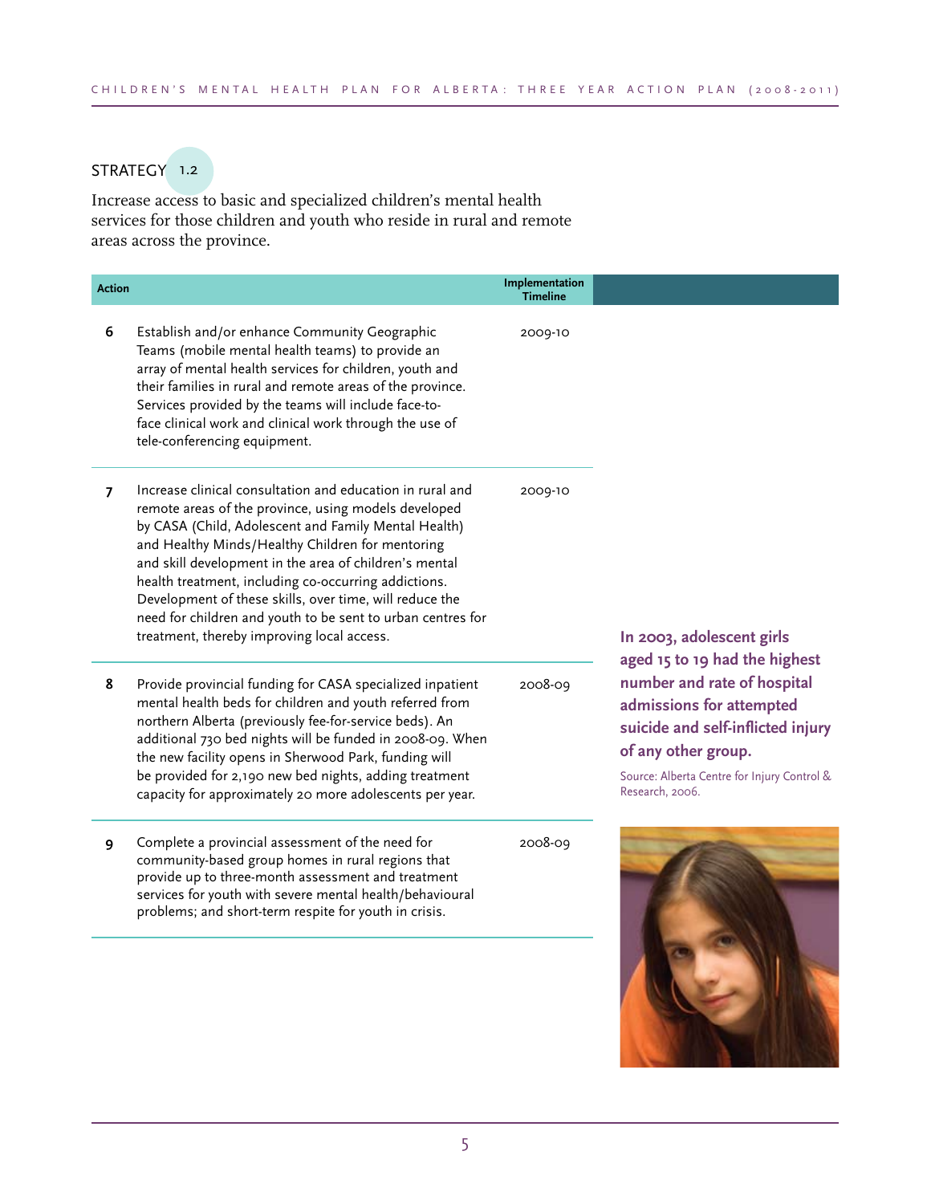## STRATEGY 1.2

Increase access to basic and specialized children's mental health services for those children and youth who reside in rural and remote areas across the province.

| | Action | Implementation Timeline |
|---|---|---|
| 6 | Establish and/or enhance Community Geographic Teams (mobile mental health teams) to provide an array of mental health services for children, youth and their families in rural and remote areas of the province. Services provided by the teams will include face-to-face clinical work and clinical work through the use of tele-conferencing equipment. | 2009-10 |
| 7 | Increase clinical consultation and education in rural and remote areas of the province, using models developed by CASA (Child, Adolescent and Family Mental Health) and Healthy Minds/Healthy Children for mentoring and skill development in the area of children's mental health treatment, including co-occurring addictions. Development of these skills, over time, will reduce the need for children and youth to be sent to urban centres for treatment, thereby improving local access. | 2009-10 |
| 8 | Provide provincial funding for CASA specialized inpatient mental health beds for children and youth referred from northern Alberta (previously fee-for-service beds). An additional 730 bed nights will be funded in 2008-09. When the new facility opens in Sherwood Park, funding will be provided for 2,190 new bed nights, adding treatment capacity for approximately 20 more adolescents per year. | 2008-09 |
| 9 | Complete a provincial assessment of the need for community-based group homes in rural regions that provide up to three-month assessment and treatment services for youth with severe mental health/behavioural problems; and short-term respite for youth in crisis. | 2008-09 |

**In 2003, adolescent girls aged 15 to 19 had the highest number and rate of hospital admissions for attempted suicide and self-inflicted injury of any other group.**

Source: Alberta Centre for Injury Control & Research, 2006.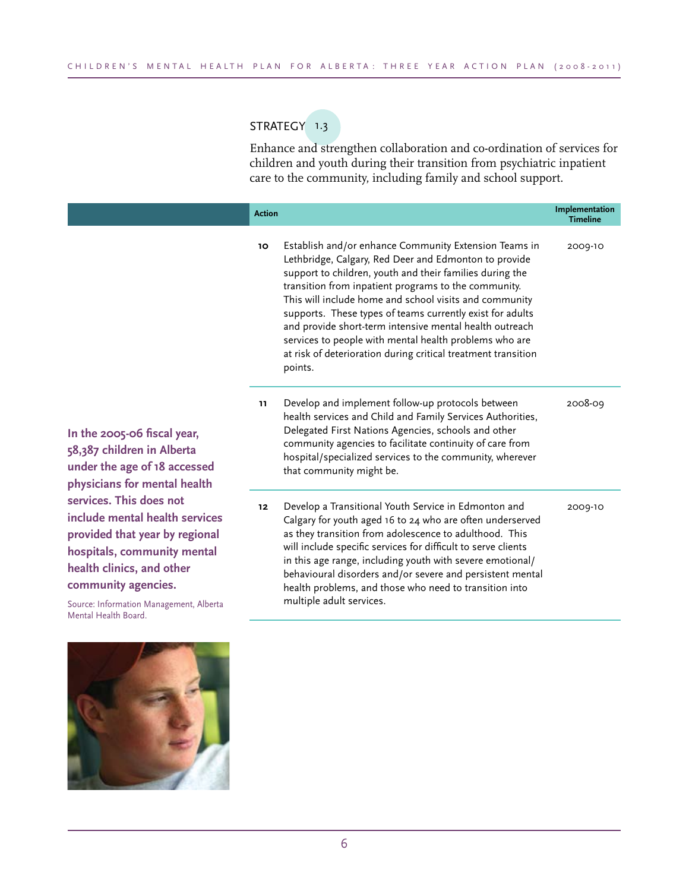## STRATEGY 1.3

Enhance and strengthen collaboration and co-ordination of services for children and youth during their transition from psychiatric inpatient care to the community, including family and school support.

| | Action | Implementation Timeline |
|---|---|---|
| 10 | Establish and/or enhance Community Extension Teams in Lethbridge, Calgary, Red Deer and Edmonton to provide support to children, youth and their families during the transition from inpatient programs to the community. This will include home and school visits and community supports. These types of teams currently exist for adults and provide short-term intensive mental health outreach services to people with mental health problems who are at risk of deterioration during critical treatment transition points. | 2009-10 |
| 11 | Develop and implement follow-up protocols between health services and Child and Family Services Authorities, Delegated First Nations Agencies, schools and other community agencies to facilitate continuity of care from hospital/specialized services to the community, wherever that community might be. | 2008-09 |
| 12 | Develop a Transitional Youth Service in Edmonton and Calgary for youth aged 16 to 24 who are often underserved as they transition from adolescence to adulthood. This will include specific services for difficult to serve clients in this age range, including youth with severe emotional/behavioural disorders and/or severe and persistent mental health problems, and those who need to transition into multiple adult services. | 2009-10 |

**In the 2005-06 fiscal year, 58,387 children in Alberta under the age of 18 accessed physicians for mental health services. This does not include mental health services provided that year by regional hospitals, community mental health clinics, and other community agencies.**

Source: Information Management, Alberta Mental Health Board.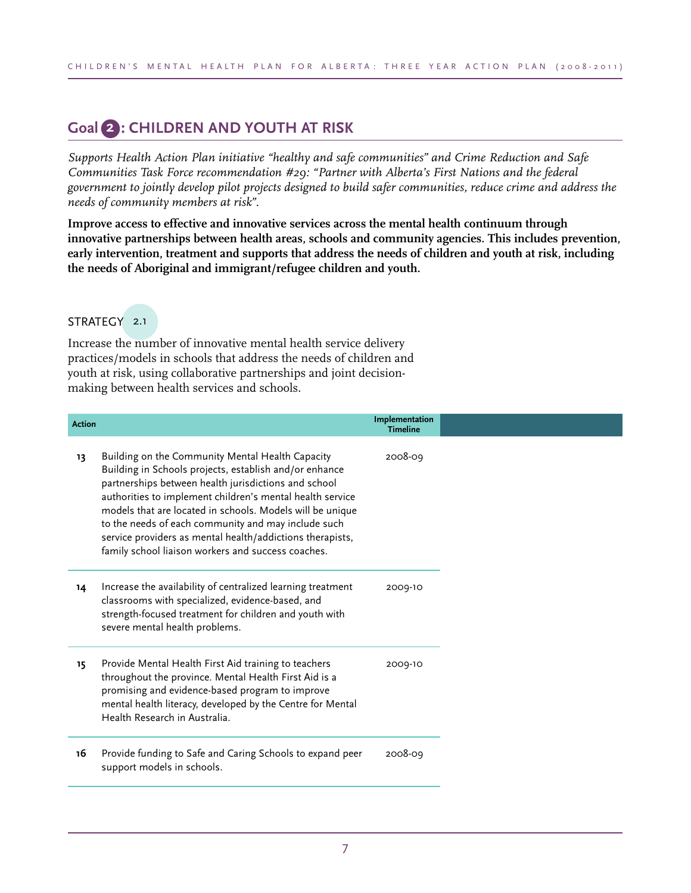## Goal 2: CHILDREN AND YOUTH AT RISK

*Supports Health Action Plan initiative "healthy and safe communities" and Crime Reduction and Safe Communities Task Force recommendation #29: "Partner with Alberta's First Nations and the federal government to jointly develop pilot projects designed to build safer communities, reduce crime and address the needs of community members at risk".*

**Improve access to effective and innovative services across the mental health continuum through innovative partnerships between health areas, schools and community agencies. This includes prevention, early intervention, treatment and supports that address the needs of children and youth at risk, including the needs of Aboriginal and immigrant/refugee children and youth.**

### STRATEGY 2.1

Increase the number of innovative mental health service delivery practices/models in schools that address the needs of children and youth at risk, using collaborative partnerships and joint decision-making between health services and schools.

| Action | | Implementation Timeline |
|---|---|---|
| 13 | Building on the Community Mental Health Capacity Building in Schools projects, establish and/or enhance partnerships between health jurisdictions and school authorities to implement children's mental health service models that are located in schools. Models will be unique to the needs of each community and may include such service providers as mental health/addictions therapists, family school liaison workers and success coaches. | 2008-09 |
| 14 | Increase the availability of centralized learning treatment classrooms with specialized, evidence-based, and strength-focused treatment for children and youth with severe mental health problems. | 2009-10 |
| 15 | Provide Mental Health First Aid training to teachers throughout the province. Mental Health First Aid is a promising and evidence-based program to improve mental health literacy, developed by the Centre for Mental Health Research in Australia. | 2009-10 |
| 16 | Provide funding to Safe and Caring Schools to expand peer support models in schools. | 2008-09 |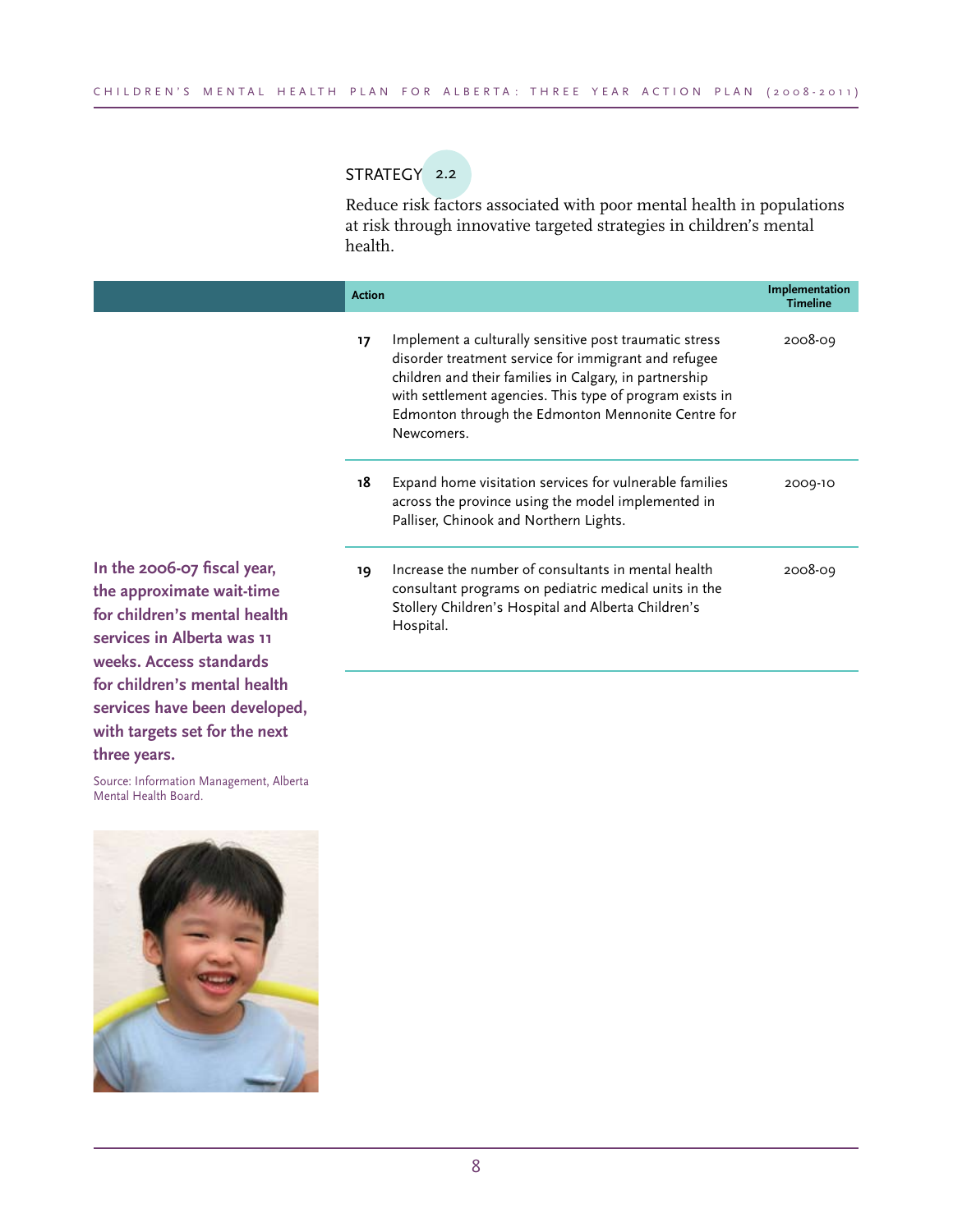## STRATEGY 2.2

Reduce risk factors associated with poor mental health in populations at risk through innovative targeted strategies in children's mental health.

| | Action | Implementation Timeline |
|---|---|---|
| 17 | Implement a culturally sensitive post traumatic stress disorder treatment service for immigrant and refugee children and their families in Calgary, in partnership with settlement agencies. This type of program exists in Edmonton through the Edmonton Mennonite Centre for Newcomers. | 2008-09 |
| 18 | Expand home visitation services for vulnerable families across the province using the model implemented in Palliser, Chinook and Northern Lights. | 2009-10 |
| 19 | Increase the number of consultants in mental health consultant programs on pediatric medical units in the Stollery Children's Hospital and Alberta Children's Hospital. | 2008-09 |

**In the 2006-07 fiscal year, the approximate wait-time for children's mental health services in Alberta was 11 weeks. Access standards for children's mental health services have been developed, with targets set for the next three years.**

Source: Information Management, Alberta Mental Health Board.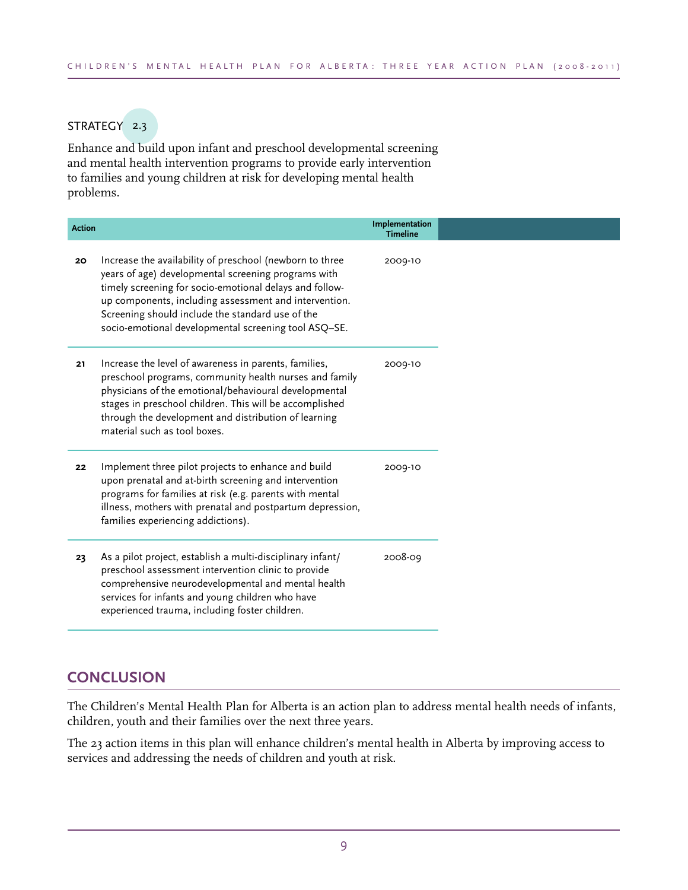### STRATEGY 2.3

Enhance and build upon infant and preschool developmental screening and mental health intervention programs to provide early intervention to families and young children at risk for developing mental health problems.

| Action | | Implementation Timeline |
|---|---|---|
| **20** | Increase the availability of preschool (newborn to three years of age) developmental screening programs with timely screening for socio-emotional delays and follow-up components, including assessment and intervention. Screening should include the standard use of the socio-emotional developmental screening tool ASQ–SE. | 2009-10 |
| **21** | Increase the level of awareness in parents, families, preschool programs, community health nurses and family physicians of the emotional/behavioural developmental stages in preschool children. This will be accomplished through the development and distribution of learning material such as tool boxes. | 2009-10 |
| **22** | Implement three pilot projects to enhance and build upon prenatal and at-birth screening and intervention programs for families at risk (e.g. parents with mental illness, mothers with prenatal and postpartum depression, families experiencing addictions). | 2009-10 |
| **23** | As a pilot project, establish a multi-disciplinary infant/preschool assessment intervention clinic to provide comprehensive neurodevelopmental and mental health services for infants and young children who have experienced trauma, including foster children. | 2008-09 |

## CONCLUSION

The Children's Mental Health Plan for Alberta is an action plan to address mental health needs of infants, children, youth and their families over the next three years.

The 23 action items in this plan will enhance children's mental health in Alberta by improving access to services and addressing the needs of children and youth at risk.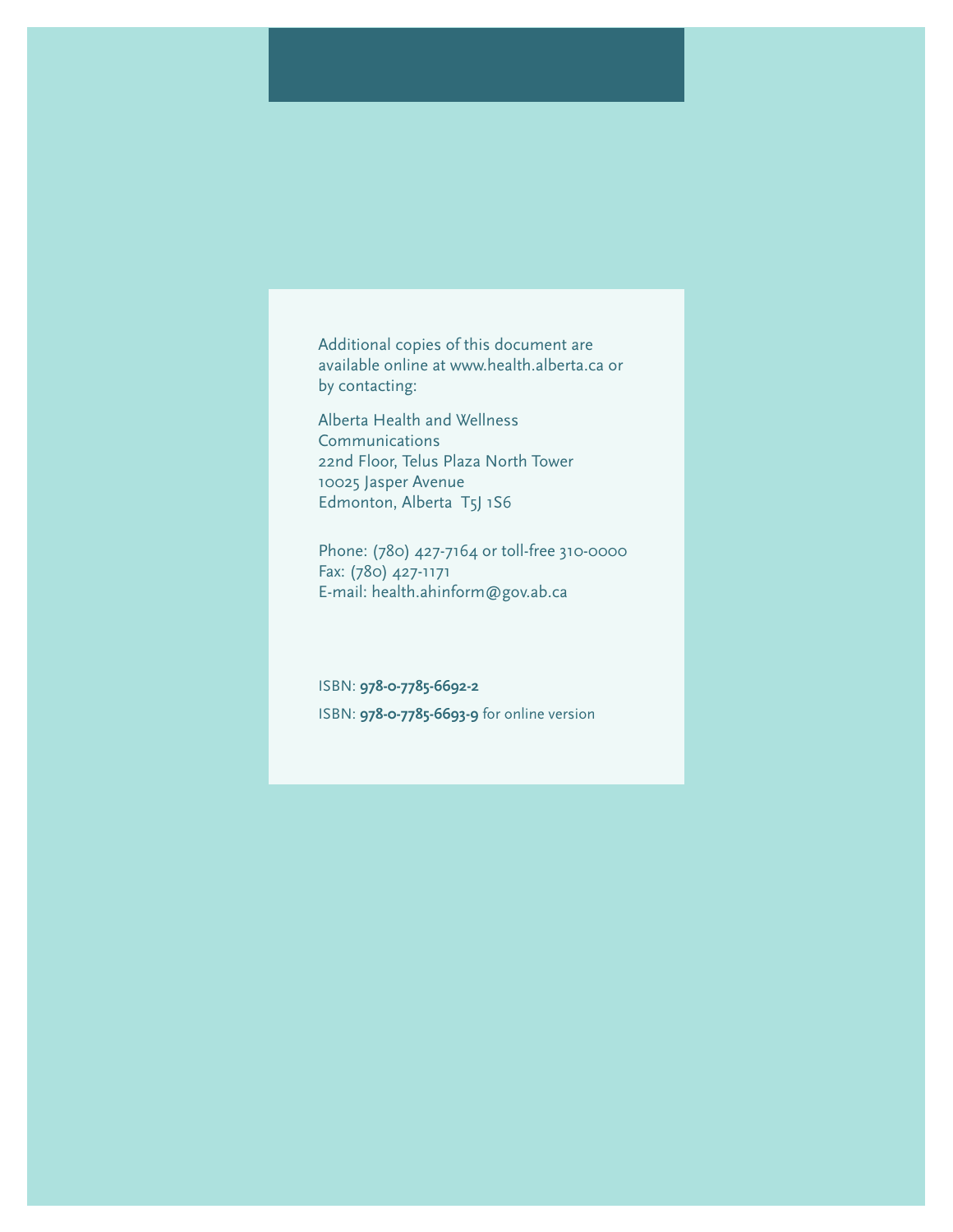Additional copies of this document are available online at www.health.alberta.ca or by contacting:

Alberta Health and Wellness
Communications
22nd Floor, Telus Plaza North Tower
10025 Jasper Avenue
Edmonton, Alberta  T5J 1S6

Phone: (780) 427-7164 or toll-free 310-0000
Fax: (780) 427-1171
E-mail: health.ahinform@gov.ab.ca

ISBN: **978-0-7785-6692-2**

ISBN: **978-0-7785-6693-9** for online version